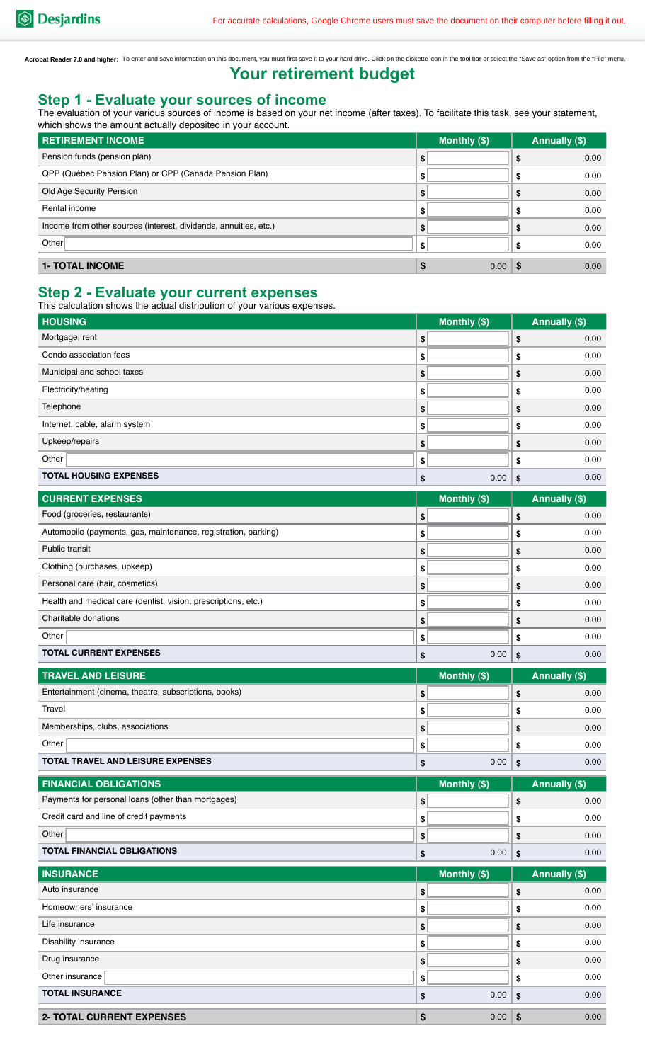Desjardins

For accurate calculations, Google Chrome users must save the document on their computer before filling it out.

**Acrobat Reader 7.0 and higher:** To enter and save information on this document, you must first save it to your hard drive. Click on the diskette icon in the tool bar or select the "Save as" option from the "File" menu.

# Your retirement budget

## Step 1 - Evaluate your sources of income

The evaluation of your various sources of income is based on your net income (after taxes). To facilitate this task, see your statement, which shows the amount actually deposited in your account.

| RETIREMENT INCOME | Monthly ($) | Annually ($) |
|---|---|---|
| Pension funds (pension plan) | $ | $ 0.00 |
| QPP (Québec Pension Plan) or CPP (Canada Pension Plan) | $ | $ 0.00 |
| Old Age Security Pension | $ | $ 0.00 |
| Rental income | $ | $ 0.00 |
| Income from other sources (interest, dividends, annuities, etc.) | $ | $ 0.00 |
| Other | $ | $ 0.00 |
| **1- TOTAL INCOME** | $ 0.00 | $ 0.00 |

## Step 2 - Evaluate your current expenses

This calculation shows the actual distribution of your various expenses.

| HOUSING | Monthly ($) | Annually ($) |
|---|---|---|
| Mortgage, rent | $ | $ 0.00 |
| Condo association fees | $ | $ 0.00 |
| Municipal and school taxes | $ | $ 0.00 |
| Electricity/heating | $ | $ 0.00 |
| Telephone | $ | $ 0.00 |
| Internet, cable, alarm system | $ | $ 0.00 |
| Upkeep/repairs | $ | $ 0.00 |
| Other | $ | $ 0.00 |
| **TOTAL HOUSING EXPENSES** | $ 0.00 | $ 0.00 |

| CURRENT EXPENSES | Monthly ($) | Annually ($) |
|---|---|---|
| Food (groceries, restaurants) | $ | $ 0.00 |
| Automobile (payments, gas, maintenance, registration, parking) | $ | $ 0.00 |
| Public transit | $ | $ 0.00 |
| Clothing (purchases, upkeep) | $ | $ 0.00 |
| Personal care (hair, cosmetics) | $ | $ 0.00 |
| Health and medical care (dentist, vision, prescriptions, etc.) | $ | $ 0.00 |
| Charitable donations | $ | $ 0.00 |
| Other | $ | $ 0.00 |
| **TOTAL CURRENT EXPENSES** | $ 0.00 | $ 0.00 |

| TRAVEL AND LEISURE | Monthly ($) | Annually ($) |
|---|---|---|
| Entertainment (cinema, theatre, subscriptions, books) | $ | $ 0.00 |
| Travel | $ | $ 0.00 |
| Memberships, clubs, associations | $ | $ 0.00 |
| Other | $ | $ 0.00 |
| **TOTAL TRAVEL AND LEISURE EXPENSES** | $ 0.00 | $ 0.00 |

| FINANCIAL OBLIGATIONS | Monthly ($) | Annually ($) |
|---|---|---|
| Payments for personal loans (other than mortgages) | $ | $ 0.00 |
| Credit card and line of credit payments | $ | $ 0.00 |
| Other | $ | $ 0.00 |
| **TOTAL FINANCIAL OBLIGATIONS** | $ 0.00 | $ 0.00 |

| INSURANCE | Monthly ($) | Annually ($) |
|---|---|---|
| Auto insurance | $ | $ 0.00 |
| Homeowners' insurance | $ | $ 0.00 |
| Life insurance | $ | $ 0.00 |
| Disability insurance | $ | $ 0.00 |
| Drug insurance | $ | $ 0.00 |
| Other insurance | $ | $ 0.00 |
| **TOTAL INSURANCE** | $ 0.00 | $ 0.00 |

| | | |
|---|---|---|
| **2- TOTAL CURRENT EXPENSES** | $ 0.00 | $ 0.00 |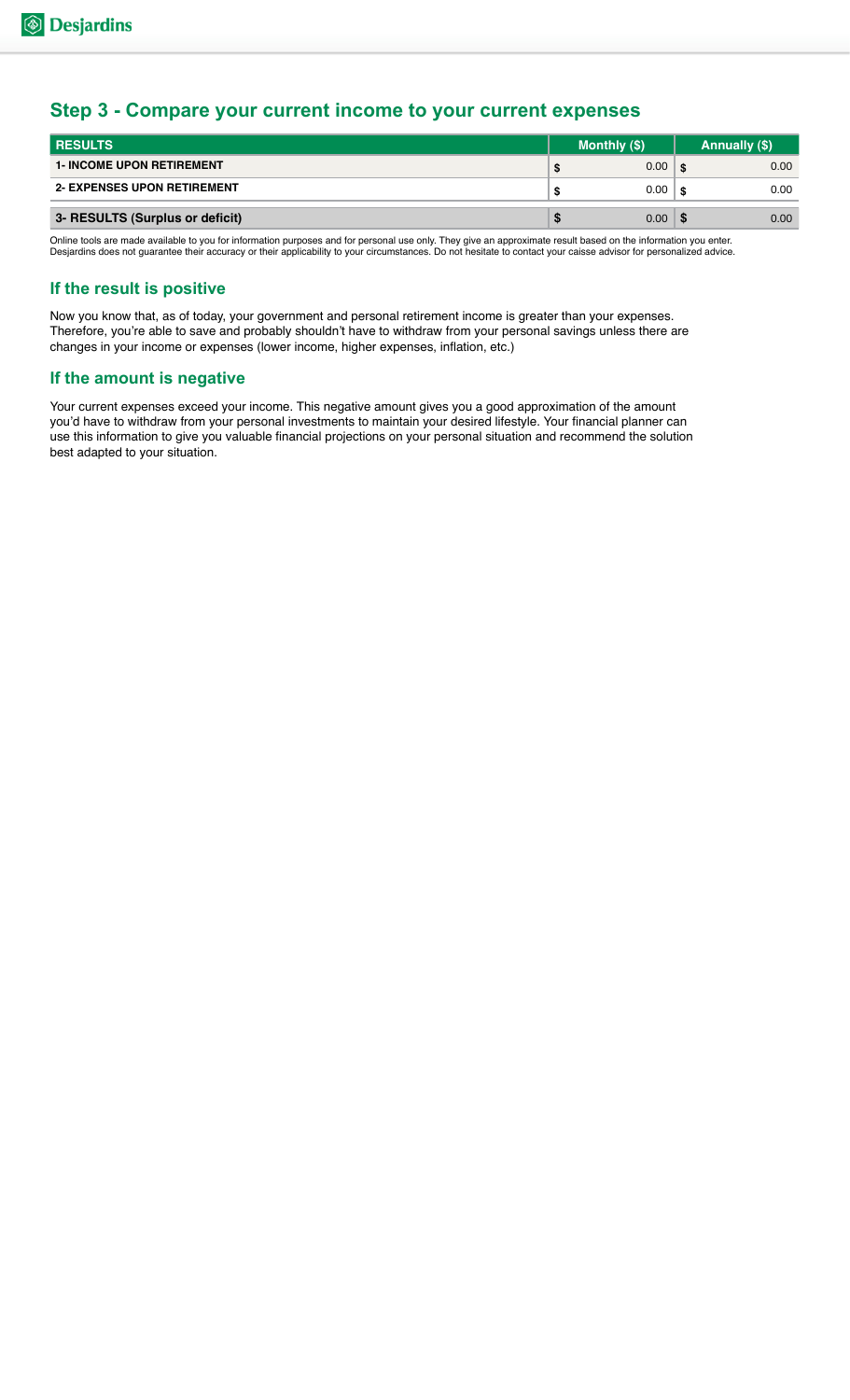## Step 3 - Compare your current income to your current expenses

| RESULTS | Monthly ($) | Annually ($) |
|---|---|---|
| 1- INCOME UPON RETIREMENT | $ 0.00 | $ 0.00 |
| 2- EXPENSES UPON RETIREMENT | $ 0.00 | $ 0.00 |
| 3- RESULTS (Surplus or deficit) | $ 0.00 | $ 0.00 |

Online tools are made available to you for information purposes and for personal use only. They give an approximate result based on the information you enter. Desjardins does not guarantee their accuracy or their applicability to your circumstances. Do not hesitate to contact your caisse advisor for personalized advice.

### If the result is positive

Now you know that, as of today, your government and personal retirement income is greater than your expenses. Therefore, you're able to save and probably shouldn't have to withdraw from your personal savings unless there are changes in your income or expenses (lower income, higher expenses, inflation, etc.)

### If the amount is negative

Your current expenses exceed your income. This negative amount gives you a good approximation of the amount you'd have to withdraw from your personal investments to maintain your desired lifestyle. Your financial planner can use this information to give you valuable financial projections on your personal situation and recommend the solution best adapted to your situation.